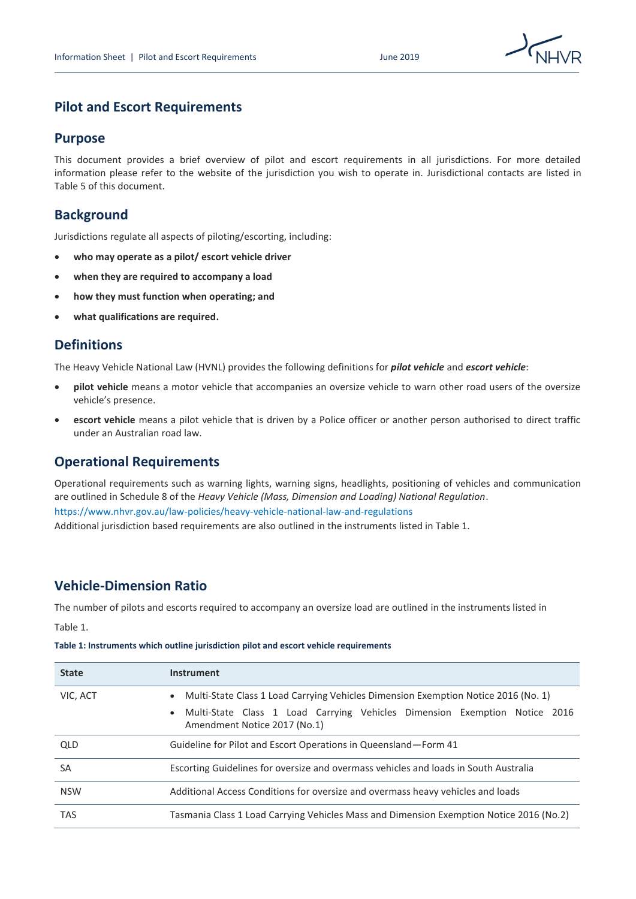# Pilot and Escort Requirements

## Purpose

This document provides a brief overview of pilot and escort requirements in all jurisdictions. For more detailed information please refer to the website of the jurisdiction you wish to operate in. Jurisdictional contacts are listed in Table 5 of this document.

## Background

Jurisdictions regulate all aspects of piloting/escorting, including:

- **who may operate as a pilot/ escort vehicle driver**
- **when they are required to accompany a load**
- **how they must function when operating; and**
- **what qualifications are required.**

## Definitions

The Heavy Vehicle National Law (HVNL) provides the following definitions for ***pilot vehicle*** and ***escort vehicle***:

- **pilot vehicle** means a motor vehicle that accompanies an oversize vehicle to warn other road users of the oversize vehicle's presence.
- **escort vehicle** means a pilot vehicle that is driven by a Police officer or another person authorised to direct traffic under an Australian road law.

## Operational Requirements

Operational requirements such as warning lights, warning signs, headlights, positioning of vehicles and communication are outlined in Schedule 8 of the *Heavy Vehicle (Mass, Dimension and Loading) National Regulation*.
https://www.nhvr.gov.au/law-policies/heavy-vehicle-national-law-and-regulations
Additional jurisdiction based requirements are also outlined in the instruments listed in Table 1.

## Vehicle-Dimension Ratio

The number of pilots and escorts required to accompany an oversize load are outlined in the instruments listed in Table 1.

**Table 1: Instruments which outline jurisdiction pilot and escort vehicle requirements**

| State | Instrument |
|---|---|
| VIC, ACT | • Multi-State Class 1 Load Carrying Vehicles Dimension Exemption Notice 2016 (No. 1)<br>• Multi-State Class 1 Load Carrying Vehicles Dimension Exemption Notice 2016 Amendment Notice 2017 (No.1) |
| QLD | Guideline for Pilot and Escort Operations in Queensland—Form 41 |
| SA | Escorting Guidelines for oversize and overmass vehicles and loads in South Australia |
| NSW | Additional Access Conditions for oversize and overmass heavy vehicles and loads |
| TAS | Tasmania Class 1 Load Carrying Vehicles Mass and Dimension Exemption Notice 2016 (No.2) |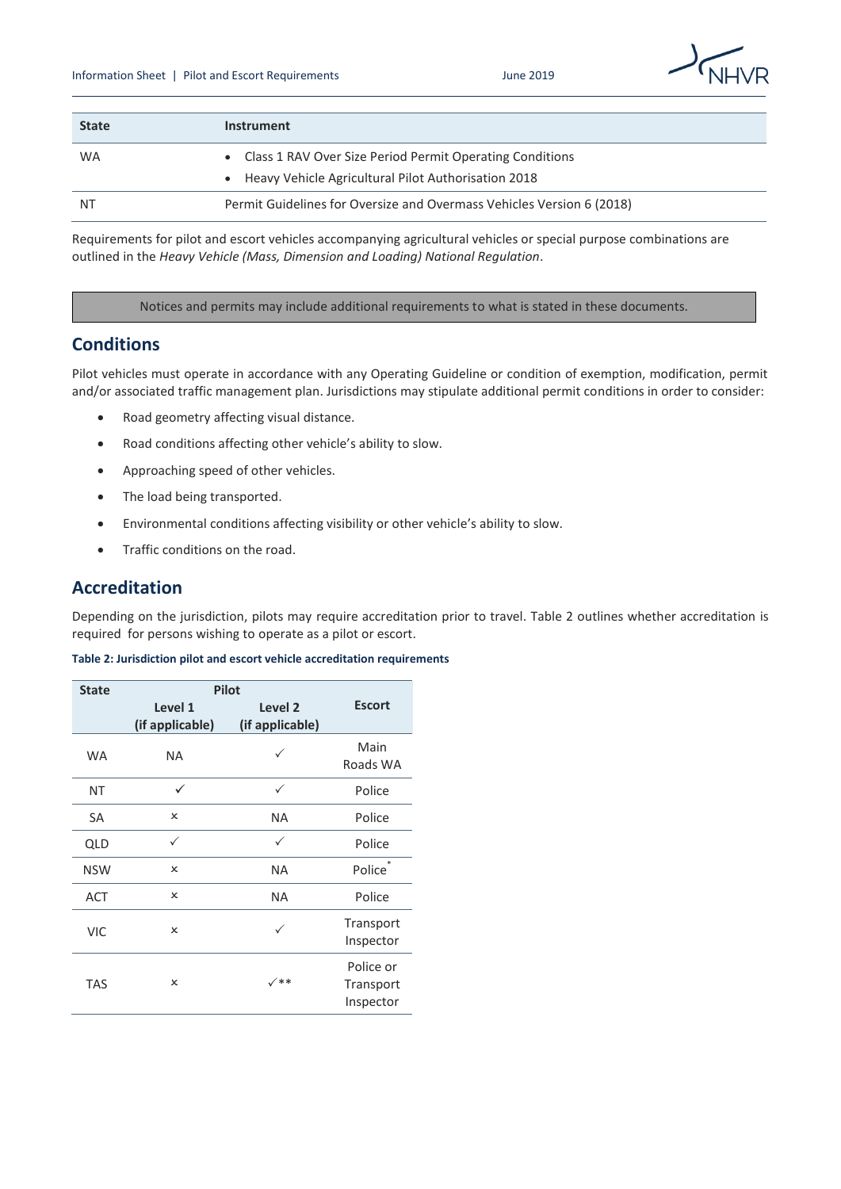| State | Instrument |
|---|---|
| WA | • Class 1 RAV Over Size Period Permit Operating Conditions<br>• Heavy Vehicle Agricultural Pilot Authorisation 2018 |
| NT | Permit Guidelines for Oversize and Overmass Vehicles Version 6 (2018) |

Requirements for pilot and escort vehicles accompanying agricultural vehicles or special purpose combinations are outlined in the *Heavy Vehicle (Mass, Dimension and Loading) National Regulation*.

Notices and permits may include additional requirements to what is stated in these documents.

## Conditions

Pilot vehicles must operate in accordance with any Operating Guideline or condition of exemption, modification, permit and/or associated traffic management plan. Jurisdictions may stipulate additional permit conditions in order to consider:

- Road geometry affecting visual distance.
- Road conditions affecting other vehicle's ability to slow.
- Approaching speed of other vehicles.
- The load being transported.
- Environmental conditions affecting visibility or other vehicle's ability to slow.
- Traffic conditions on the road.

## Accreditation

Depending on the jurisdiction, pilots may require accreditation prior to travel. Table 2 outlines whether accreditation is required for persons wishing to operate as a pilot or escort.

**Table 2: Jurisdiction pilot and escort vehicle accreditation requirements**

| State | Pilot | | Escort |
|---|---|---|---|
| | Level 1 (if applicable) | Level 2 (if applicable) | |
| WA | NA | ✓ | Main Roads WA |
| NT | ✓ | ✓ | Police |
| SA | × | NA | Police |
| QLD | ✓ | ✓ | Police |
| NSW | × | NA | Police* |
| ACT | × | NA | Police |
| VIC | × | ✓ | Transport Inspector |
| TAS | × | ✓** | Police or Transport Inspector |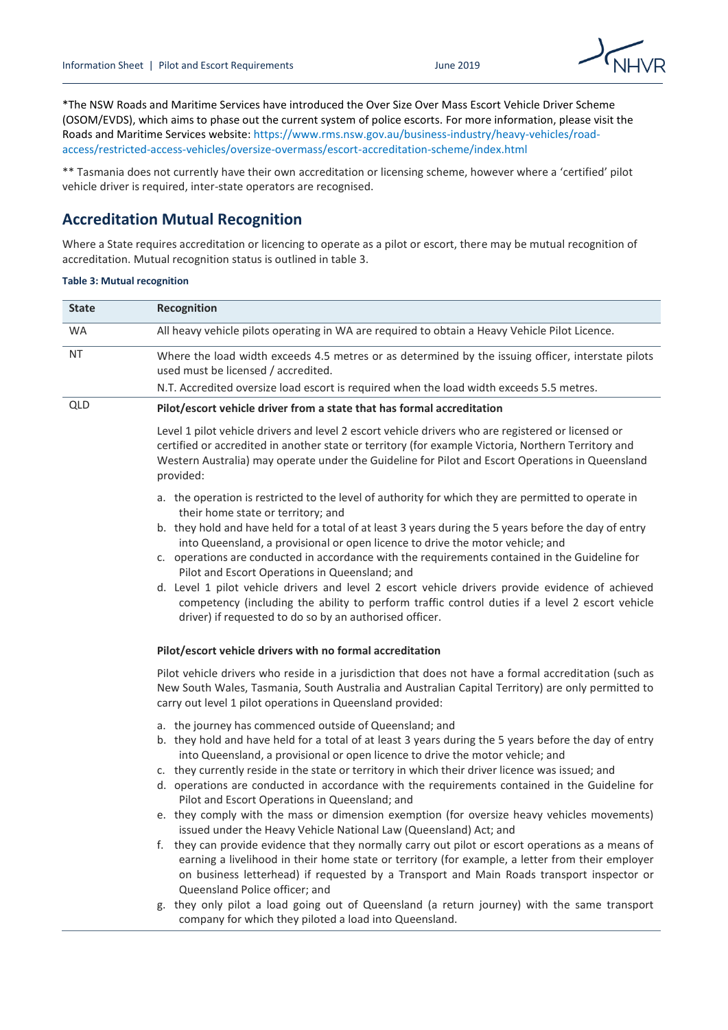*The NSW Roads and Maritime Services have introduced the Over Size Over Mass Escort Vehicle Driver Scheme (OSOM/EVDS), which aims to phase out the current system of police escorts. For more information, please visit the Roads and Maritime Services website: https://www.rms.nsw.gov.au/business-industry/heavy-vehicles/road-access/restricted-access-vehicles/oversize-overmass/escort-accreditation-scheme/index.html

** Tasmania does not currently have their own accreditation or licensing scheme, however where a 'certified' pilot vehicle driver is required, inter-state operators are recognised.

## Accreditation Mutual Recognition

Where a State requires accreditation or licencing to operate as a pilot or escort, there may be mutual recognition of accreditation. Mutual recognition status is outlined in table 3.

**Table 3: Mutual recognition**

| State | Recognition |
|---|---|
| WA | All heavy vehicle pilots operating in WA are required to obtain a Heavy Vehicle Pilot Licence. |
| NT | Where the load width exceeds 4.5 metres or as determined by the issuing officer, interstate pilots used must be licensed / accredited.<br>N.T. Accredited oversize load escort is required when the load width exceeds 5.5 metres. |
| QLD | **Pilot/escort vehicle driver from a state that has formal accreditation**<br><br>Level 1 pilot vehicle drivers and level 2 escort vehicle drivers who are registered or licensed or certified or accredited in another state or territory (for example Victoria, Northern Territory and Western Australia) may operate under the Guideline for Pilot and Escort Operations in Queensland provided:<br><br>a. the operation is restricted to the level of authority for which they are permitted to operate in their home state or territory; and<br>b. they hold and have held for a total of at least 3 years during the 5 years before the day of entry into Queensland, a provisional or open licence to drive the motor vehicle; and<br>c. operations are conducted in accordance with the requirements contained in the Guideline for Pilot and Escort Operations in Queensland; and<br>d. Level 1 pilot vehicle drivers and level 2 escort vehicle drivers provide evidence of achieved competency (including the ability to perform traffic control duties if a level 2 escort vehicle driver) if requested to do so by an authorised officer.<br><br>**Pilot/escort vehicle drivers with no formal accreditation**<br><br>Pilot vehicle drivers who reside in a jurisdiction that does not have a formal accreditation (such as New South Wales, Tasmania, South Australia and Australian Capital Territory) are only permitted to carry out level 1 pilot operations in Queensland provided:<br><br>a. the journey has commenced outside of Queensland; and<br>b. they hold and have held for a total of at least 3 years during the 5 years before the day of entry into Queensland, a provisional or open licence to drive the motor vehicle; and<br>c. they currently reside in the state or territory in which their driver licence was issued; and<br>d. operations are conducted in accordance with the requirements contained in the Guideline for Pilot and Escort Operations in Queensland; and<br>e. they comply with the mass or dimension exemption (for oversize heavy vehicles movements) issued under the Heavy Vehicle National Law (Queensland) Act; and<br>f. they can provide evidence that they normally carry out pilot or escort operations as a means of earning a livelihood in their home state or territory (for example, a letter from their employer on business letterhead) if requested by a Transport and Main Roads transport inspector or Queensland Police officer; and<br>g. they only pilot a load going out of Queensland (a return journey) with the same transport company for which they piloted a load into Queensland. |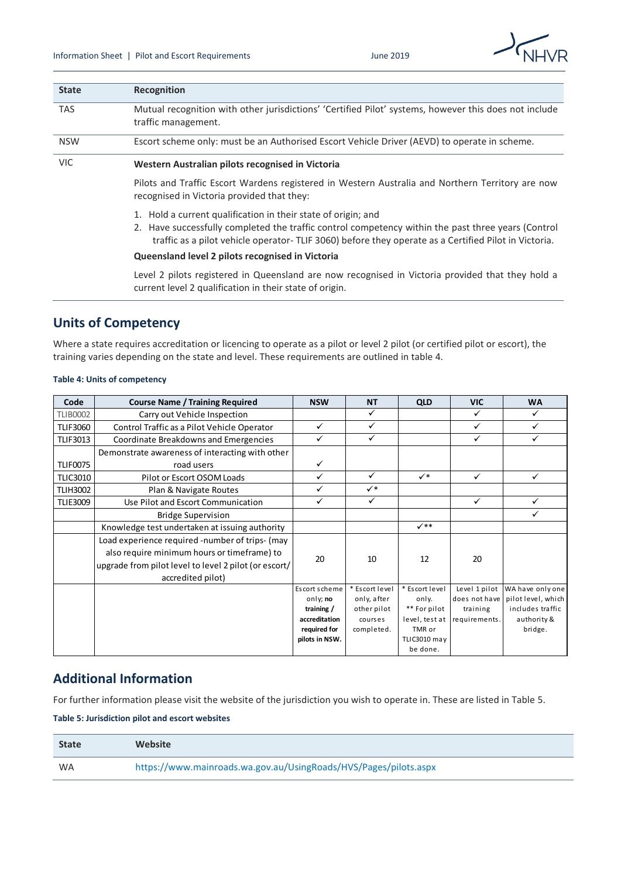| State | Recognition |
| --- | --- |
| TAS | Mutual recognition with other jurisdictions' 'Certified Pilot' systems, however this does not include traffic management. |
| NSW | Escort scheme only: must be an Authorised Escort Vehicle Driver (AEVD) to operate in scheme. |
| VIC | **Western Australian pilots recognised in Victoria**<br><br>Pilots and Traffic Escort Wardens registered in Western Australia and Northern Territory are now recognised in Victoria provided that they:<br><br>1. Hold a current qualification in their state of origin; and<br>2. Have successfully completed the traffic control competency within the past three years (Control traffic as a pilot vehicle operator- TLIF 3060) before they operate as a Certified Pilot in Victoria.<br><br>**Queensland level 2 pilots recognised in Victoria**<br><br>Level 2 pilots registered in Queensland are now recognised in Victoria provided that they hold a current level 2 qualification in their state of origin. |

## Units of Competency

Where a state requires accreditation or licencing to operate as a pilot or level 2 pilot (or certified pilot or escort), the training varies depending on the state and level. These requirements are outlined in table 4.

**Table 4: Units of competency**

| Code | Course Name / Training Required | NSW | NT | QLD | VIC | WA |
| --- | --- | --- | --- | --- | --- | --- |
| TLIB0002 | Carry out Vehicle Inspection | | ✓ | | ✓ | ✓ |
| TLIF3060 | Control Traffic as a Pilot Vehicle Operator | ✓ | ✓ | | ✓ | ✓ |
| TLIF3013 | Coordinate Breakdowns and Emergencies | ✓ | ✓ | | ✓ | ✓ |
| TLIF0075 | Demonstrate awareness of interacting with other road users | ✓ | | | | |
| TLIC3010 | Pilot or Escort OSOM Loads | ✓ | ✓ | ✓* | ✓ | ✓ |
| TLIH3002 | Plan & Navigate Routes | ✓ | ✓* | | | |
| TLIE3009 | Use Pilot and Escort Communication | ✓ | ✓ | | ✓ | ✓ |
| | Bridge Supervision | | | | | ✓ |
| | Knowledge test undertaken at issuing authority | | | ✓** | | |
| | Load experience required -number of trips- (may also require minimum hours or timeframe) to upgrade from pilot level to level 2 pilot (or escort/ accredited pilot) | 20 | 10 | 12 | 20 | |
| | | Escort scheme only; **no training / accreditation required for pilots in NSW.** | * Escort level only, after other pilot courses completed. | * Escort level only.<br>** For pilot level, test at TMR or TLIC3010 may be done. | Level 1 pilot does not have training requirements. | WA have only one pilot level, which includes traffic authority & bridge. |

## Additional Information

For further information please visit the website of the jurisdiction you wish to operate in. These are listed in Table 5.

**Table 5: Jurisdiction pilot and escort websites**

| State | Website |
| --- | --- |
| WA | https://www.mainroads.wa.gov.au/UsingRoads/HVS/Pages/pilots.aspx |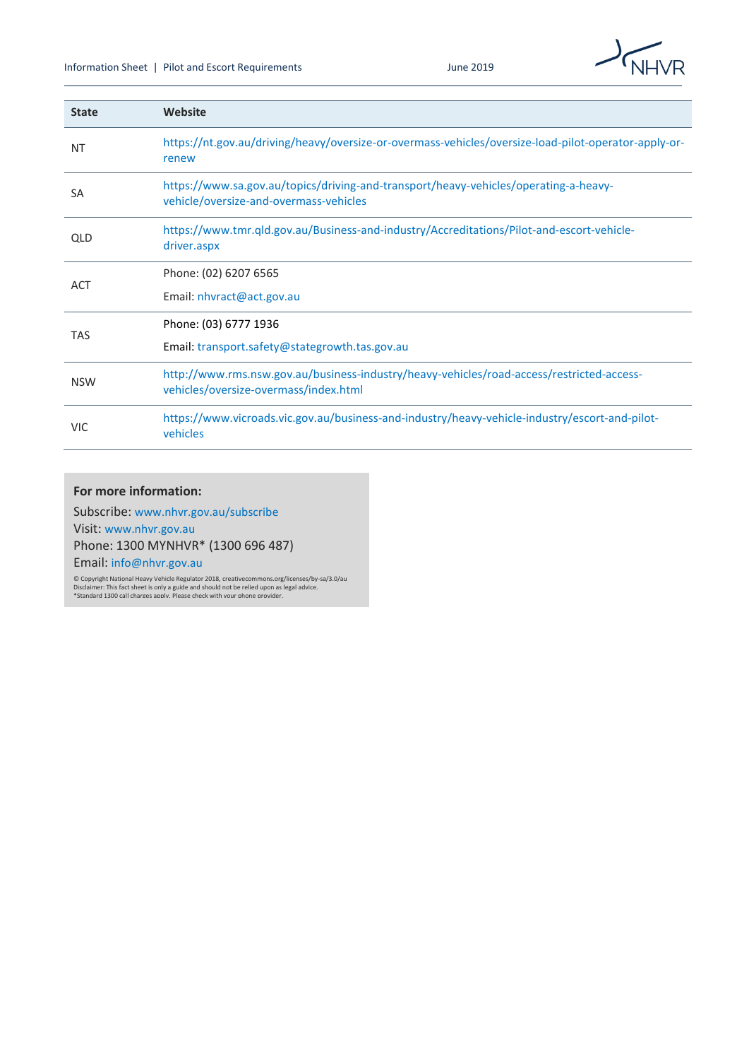| State | Website |
| --- | --- |
| NT | https://nt.gov.au/driving/heavy/oversize-or-overmass-vehicles/oversize-load-pilot-operator-apply-or-renew |
| SA | https://www.sa.gov.au/topics/driving-and-transport/heavy-vehicles/operating-a-heavy-vehicle/oversize-and-overmass-vehicles |
| QLD | https://www.tmr.qld.gov.au/Business-and-industry/Accreditations/Pilot-and-escort-vehicle-driver.aspx |
| ACT | Phone: (02) 6207 6565<br>Email: nhvract@act.gov.au |
| TAS | Phone: (03) 6777 1936<br>Email: transport.safety@stategrowth.tas.gov.au |
| NSW | http://www.rms.nsw.gov.au/business-industry/heavy-vehicles/road-access/restricted-access-vehicles/oversize-overmass/index.html |
| VIC | https://www.vicroads.vic.gov.au/business-and-industry/heavy-vehicle-industry/escort-and-pilot-vehicles |

**For more information:**

Subscribe: www.nhvr.gov.au/subscribe
Visit: www.nhvr.gov.au
Phone: 1300 MYNHVR* (1300 696 487)
Email: info@nhvr.gov.au

© Copyright National Heavy Vehicle Regulator 2018, creativecommons.org/licenses/by-sa/3.0/au
Disclaimer: This fact sheet is only a guide and should not be relied upon as legal advice.
*Standard 1300 call charges apply. Please check with your phone provider.